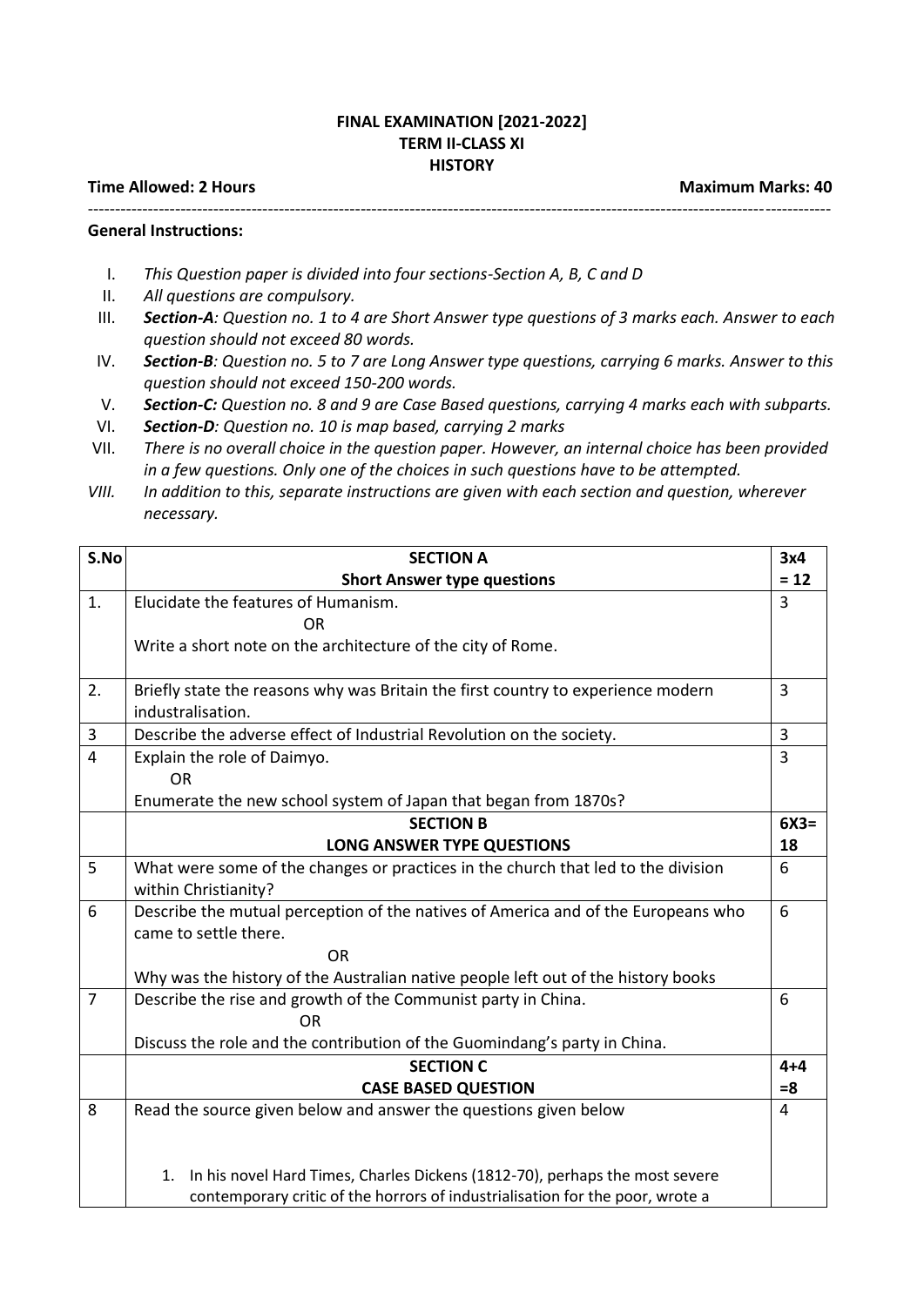**FINAL EXAMINATION [2021-2022]**
**TERM II-CLASS XI**
**HISTORY**

**Time Allowed: 2 Hours** **Maximum Marks: 40**

---

**General Instructions:**

I. *This Question paper is divided into four sections-Section A, B, C and D*
II. *All questions are compulsory.*
III. ***Section-A**: Question no. 1 to 4 are Short Answer type questions of 3 marks each. Answer to each question should not exceed 80 words.*
IV. ***Section-B**: Question no. 5 to 7 are Long Answer type questions, carrying 6 marks. Answer to this question should not exceed 150-200 words.*
V. ***Section-C:** Question no. 8 and 9 are Case Based questions, carrying 4 marks each with subparts.*
VI. ***Section-D**: Question no. 10 is map based, carrying 2 marks*
VII. *There is no overall choice in the question paper. However, an internal choice has been provided in a few questions. Only one of the choices in such questions have to be attempted.*
VIII. *In addition to this, separate instructions are given with each section and question, wherever necessary.*

| S.No | SECTION A<br>Short Answer type questions | 3x4<br>= 12 |
|---|---|---|
| 1. | Elucidate the features of Humanism.<br>OR<br>Write a short note on the architecture of the city of Rome. | 3 |
| 2. | Briefly state the reasons why was Britain the first country to experience modern industralisation. | 3 |
| 3 | Describe the adverse effect of Industrial Revolution on the society. | 3 |
| 4 | Explain the role of Daimyo.<br>OR<br>Enumerate the new school system of Japan that began from 1870s? | 3 |
| | **SECTION B**<br>**LONG ANSWER TYPE QUESTIONS** | **6X3=**<br>**18** |
| 5 | What were some of the changes or practices in the church that led to the division within Christianity? | 6 |
| 6 | Describe the mutual perception of the natives of America and of the Europeans who came to settle there.<br>OR<br>Why was the history of the Australian native people left out of the history books | 6 |
| 7 | Describe the rise and growth of the Communist party in China.<br>OR<br>Discuss the role and the contribution of the Guomindang's party in China. | 6 |
| | **SECTION C**<br>**CASE BASED QUESTION** | **4+4**<br>**=8** |
| 8 | Read the source given below and answer the questions given below<br><br>1. In his novel Hard Times, Charles Dickens (1812-70), perhaps the most severe contemporary critic of the horrors of industrialisation for the poor, wrote a | 4 |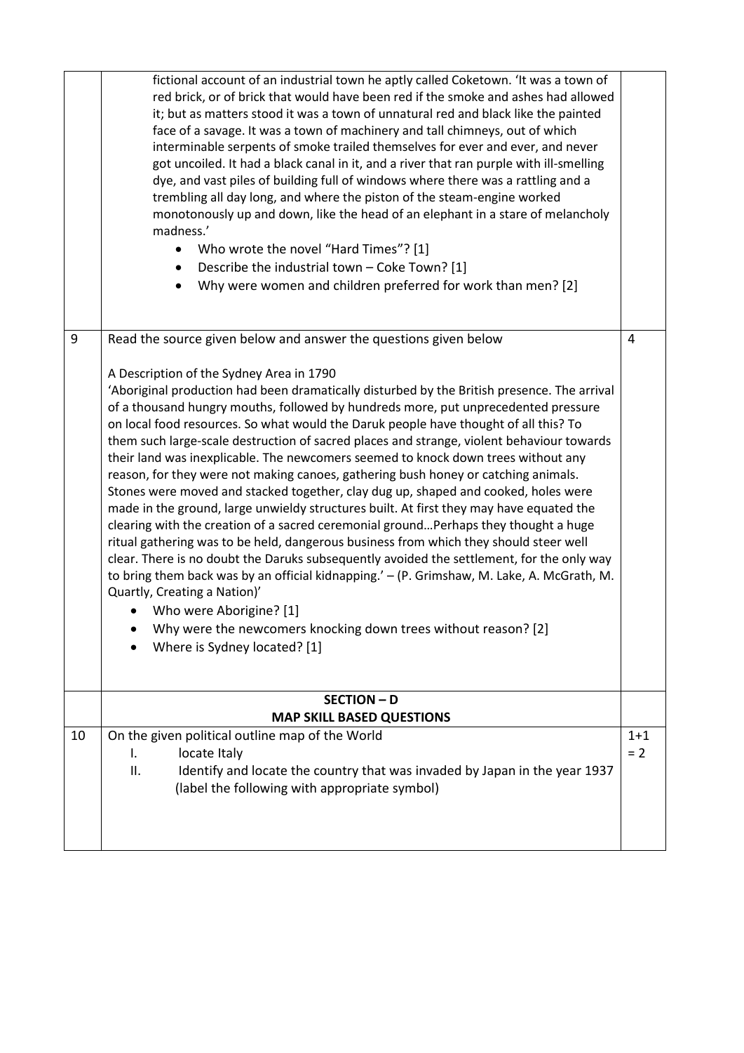| | | |
|---|---|---|
| | fictional account of an industrial town he aptly called Coketown. 'It was a town of red brick, or of brick that would have been red if the smoke and ashes had allowed it; but as matters stood it was a town of unnatural red and black like the painted face of a savage. It was a town of machinery and tall chimneys, out of which interminable serpents of smoke trailed themselves for ever and ever, and never got uncoiled. It had a black canal in it, and a river that ran purple with ill-smelling dye, and vast piles of building full of windows where there was a rattling and a trembling all day long, and where the piston of the steam-engine worked monotonously up and down, like the head of an elephant in a stare of melancholy madness.'<br>• Who wrote the novel "Hard Times"? [1]<br>• Describe the industrial town – Coke Town? [1]<br>• Why were women and children preferred for work than men? [2] | |
| 9 | Read the source given below and answer the questions given below<br><br>A Description of the Sydney Area in 1790<br>'Aboriginal production had been dramatically disturbed by the British presence. The arrival of a thousand hungry mouths, followed by hundreds more, put unprecedented pressure on local food resources. So what would the Daruk people have thought of all this? To them such large-scale destruction of sacred places and strange, violent behaviour towards their land was inexplicable. The newcomers seemed to knock down trees without any reason, for they were not making canoes, gathering bush honey or catching animals. Stones were moved and stacked together, clay dug up, shaped and cooked, holes were made in the ground, large unwieldy structures built. At first they may have equated the clearing with the creation of a sacred ceremonial ground…Perhaps they thought a huge ritual gathering was to be held, dangerous business from which they should steer well clear. There is no doubt the Daruks subsequently avoided the settlement, for the only way to bring them back was by an official kidnapping.' – (P. Grimshaw, M. Lake, A. McGrath, M. Quartly, Creating a Nation)'<br>• Who were Aborigine? [1]<br>• Why were the newcomers knocking down trees without reason? [2]<br>• Where is Sydney located? [1] | 4 |
| | **SECTION – D**<br>**MAP SKILL BASED QUESTIONS** | |
| 10 | On the given political outline map of the World<br>I. locate Italy<br>II. Identify and locate the country that was invaded by Japan in the year 1937 (label the following with appropriate symbol) | 1+1 = 2 |